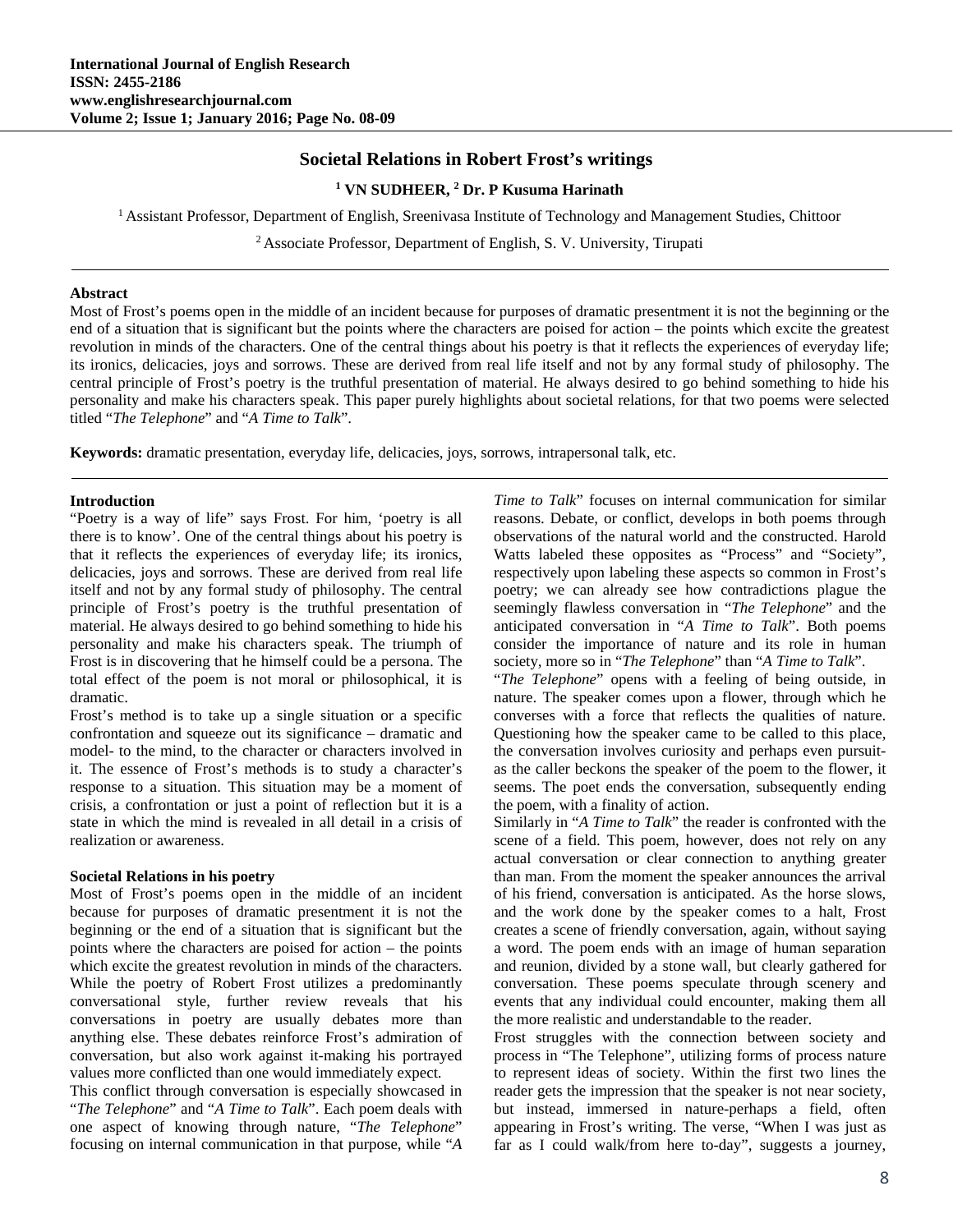# Societal Relations in Robert Frost's writings

**[1] VN SUDHEER, [2] Dr. P Kusuma Harinath**

[1] Assistant Professor, Department of English, Sreenivasa Institute of Technology and Management Studies, Chittoor

[2] Associate Professor, Department of English, S. V. University, Tirupati

---

**Abstract**

Most of Frost's poems open in the middle of an incident because for purposes of dramatic presentment it is not the beginning or the end of a situation that is significant but the points where the characters are poised for action – the points which excite the greatest revolution in minds of the characters. One of the central things about his poetry is that it reflects the experiences of everyday life; its ironics, delicacies, joys and sorrows. These are derived from real life itself and not by any formal study of philosophy. The central principle of Frost's poetry is the truthful presentation of material. He always desired to go behind something to hide his personality and make his characters speak. This paper purely highlights about societal relations, for that two poems were selected titled "*The Telephone*" and "*A Time to Talk*".

**Keywords:** dramatic presentation, everyday life, delicacies, joys, sorrows, intrapersonal talk, etc.

---

## Introduction

"Poetry is a way of life" says Frost. For him, 'poetry is all there is to know'. One of the central things about his poetry is that it reflects the experiences of everyday life; its ironics, delicacies, joys and sorrows. These are derived from real life itself and not by any formal study of philosophy. The central principle of Frost's poetry is the truthful presentation of material. He always desired to go behind something to hide his personality and make his characters speak. The triumph of Frost is in discovering that he himself could be a persona. The total effect of the poem is not moral or philosophical, it is dramatic.

Frost's method is to take up a single situation or a specific confrontation and squeeze out its significance – dramatic and model- to the mind, to the character or characters involved in it. The essence of Frost's methods is to study a character's response to a situation. This situation may be a moment of crisis, a confrontation or just a point of reflection but it is a state in which the mind is revealed in all detail in a crisis of realization or awareness.

## Societal Relations in his poetry

Most of Frost's poems open in the middle of an incident because for purposes of dramatic presentment it is not the beginning or the end of a situation that is significant but the points where the characters are poised for action – the points which excite the greatest revolution in minds of the characters. While the poetry of Robert Frost utilizes a predominantly conversational style, further review reveals that his conversations in poetry are usually debates more than anything else. These debates reinforce Frost's admiration of conversation, but also work against it-making his portrayed values more conflicted than one would immediately expect.

This conflict through conversation is especially showcased in "*The Telephone*" and "*A Time to Talk*". Each poem deals with one aspect of knowing through nature, "*The Telephone*" focusing on internal communication in that purpose, while "*A Time to Talk*" focuses on internal communication for similar reasons. Debate, or conflict, develops in both poems through observations of the natural world and the constructed. Harold Watts labeled these opposites as "Process" and "Society", respectively upon labeling these aspects so common in Frost's poetry; we can already see how contradictions plague the seemingly flawless conversation in "*The Telephone*" and the anticipated conversation in "*A Time to Talk*". Both poems consider the importance of nature and its role in human society, more so in "*The Telephone*" than "*A Time to Talk*".

"*The Telephone*" opens with a feeling of being outside, in nature. The speaker comes upon a flower, through which he converses with a force that reflects the qualities of nature. Questioning how the speaker came to be called to this place, the conversation involves curiosity and perhaps even pursuit- as the caller beckons the speaker of the poem to the flower, it seems. The poet ends the conversation, subsequently ending the poem, with a finality of action.

Similarly in "*A Time to Talk*" the reader is confronted with the scene of a field. This poem, however, does not rely on any actual conversation or clear connection to anything greater than man. From the moment the speaker announces the arrival of his friend, conversation is anticipated. As the horse slows, and the work done by the speaker comes to a halt, Frost creates a scene of friendly conversation, again, without saying a word. The poem ends with an image of human separation and reunion, divided by a stone wall, but clearly gathered for conversation. These poems speculate through scenery and events that any individual could encounter, making them all the more realistic and understandable to the reader.

Frost struggles with the connection between society and process in "The Telephone", utilizing forms of process nature to represent ideas of society. Within the first two lines the reader gets the impression that the speaker is not near society, but instead, immersed in nature-perhaps a field, often appearing in Frost's writing. The verse, "When I was just as far as I could walk/from here to-day", suggests a journey,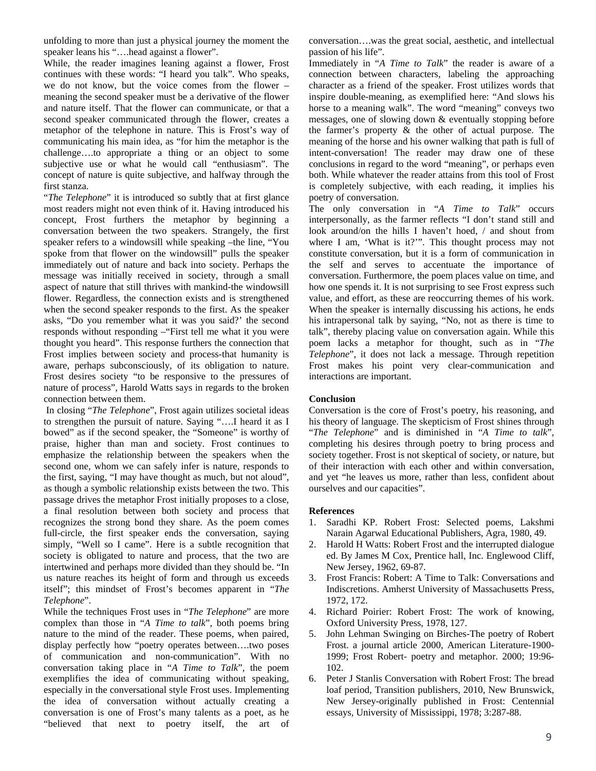unfolding to more than just a physical journey the moment the speaker leans his "….head against a flower".

While, the reader imagines leaning against a flower, Frost continues with these words: "I heard you talk". Who speaks, we do not know, but the voice comes from the flower – meaning the second speaker must be a derivative of the flower and nature itself. That the flower can communicate, or that a second speaker communicated through the flower, creates a metaphor of the telephone in nature. This is Frost's way of communicating his main idea, as "for him the metaphor is the challenge….to appropriate a thing or an object to some subjective use or what he would call "enthusiasm". The concept of nature is quite subjective, and halfway through the first stanza.

"*The Telephone*" it is introduced so subtly that at first glance most readers might not even think of it. Having introduced his concept, Frost furthers the metaphor by beginning a conversation between the two speakers. Strangely, the first speaker refers to a windowsill while speaking –the line, "You spoke from that flower on the windowsill" pulls the speaker immediately out of nature and back into society. Perhaps the message was initially received in society, through a small aspect of nature that still thrives with mankind-the windowsill flower. Regardless, the connection exists and is strengthened when the second speaker responds to the first. As the speaker asks, "Do you remember what it was you said?' the second responds without responding –"First tell me what it you were thought you heard". This response furthers the connection that Frost implies between society and process-that humanity is aware, perhaps subconsciously, of its obligation to nature. Frost desires society "to be responsive to the pressures of nature of process", Harold Watts says in regards to the broken connection between them.

In closing "*The Telephone*", Frost again utilizes societal ideas to strengthen the pursuit of nature. Saying "….I heard it as I bowed" as if the second speaker, the "Someone" is worthy of praise, higher than man and society. Frost continues to emphasize the relationship between the speakers when the second one, whom we can safely infer is nature, responds to the first, saying, "I may have thought as much, but not aloud", as though a symbolic relationship exists between the two. This passage drives the metaphor Frost initially proposes to a close, a final resolution between both society and process that recognizes the strong bond they share. As the poem comes full-circle, the first speaker ends the conversation, saying simply, "Well so I came". Here is a subtle recognition that society is obligated to nature and process, that the two are intertwined and perhaps more divided than they should be. "In us nature reaches its height of form and through us exceeds itself"; this mindset of Frost's becomes apparent in "*The Telephone*".

While the techniques Frost uses in "*The Telephone*" are more complex than those in "*A Time to talk*", both poems bring nature to the mind of the reader. These poems, when paired, display perfectly how "poetry operates between….two poses of communication and non-communication". With no conversation taking place in "*A Time to Talk*", the poem exemplifies the idea of communicating without speaking, especially in the conversational style Frost uses. Implementing the idea of conversation without actually creating a conversation is one of Frost's many talents as a poet, as he "believed that next to poetry itself, the art of conversation….was the great social, aesthetic, and intellectual passion of his life".

Immediately in "*A Time to Talk*" the reader is aware of a connection between characters, labeling the approaching character as a friend of the speaker. Frost utilizes words that inspire double-meaning, as exemplified here: "And slows his horse to a meaning walk". The word "meaning" conveys two messages, one of slowing down & eventually stopping before the farmer's property & the other of actual purpose. The meaning of the horse and his owner walking that path is full of intent-conversation! The reader may draw one of these conclusions in regard to the word "meaning", or perhaps even both. While whatever the reader attains from this tool of Frost is completely subjective, with each reading, it implies his poetry of conversation.

The only conversation in "*A Time to Talk*" occurs interpersonally, as the farmer reflects "I don't stand still and look around/on the hills I haven't hoed, / and shout from where I am, 'What is it?'". This thought process may not constitute conversation, but it is a form of communication in the self and serves to accentuate the importance of conversation. Furthermore, the poem places value on time, and how one spends it. It is not surprising to see Frost express such value, and effort, as these are reoccurring themes of his work. When the speaker is internally discussing his actions, he ends his intrapersonal talk by saying, "No, not as there is time to talk", thereby placing value on conversation again. While this poem lacks a metaphor for thought, such as in "*The Telephone*", it does not lack a message. Through repetition Frost makes his point very clear-communication and interactions are important.

**Conclusion**

Conversation is the core of Frost's poetry, his reasoning, and his theory of language. The skepticism of Frost shines through "*The Telephone*" and is diminished in "*A Time to talk*", completing his desires through poetry to bring process and society together. Frost is not skeptical of society, or nature, but of their interaction with each other and within conversation, and yet "he leaves us more, rather than less, confident about ourselves and our capacities".

**References**

1. Saradhi KP. Robert Frost: Selected poems, Lakshmi Narain Agarwal Educational Publishers, Agra, 1980, 49.
2. Harold H Watts: Robert Frost and the interrupted dialogue ed. By James M Cox, Prentice hall, Inc. Englewood Cliff, New Jersey, 1962, 69-87.
3. Frost Francis: Robert: A Time to Talk: Conversations and Indiscretions. Amherst University of Massachusetts Press, 1972, 172.
4. Richard Poirier: Robert Frost: The work of knowing, Oxford University Press, 1978, 127.
5. John Lehman Swinging on Birches-The poetry of Robert Frost. a journal article 2000, American Literature-1900-1999; Frost Robert- poetry and metaphor. 2000; 19:96-102.
6. Peter J Stanlis Conversation with Robert Frost: The bread loaf period, Transition publishers, 2010, New Brunswick, New Jersey-originally published in Frost: Centennial essays, University of Mississippi, 1978; 3:287-88.